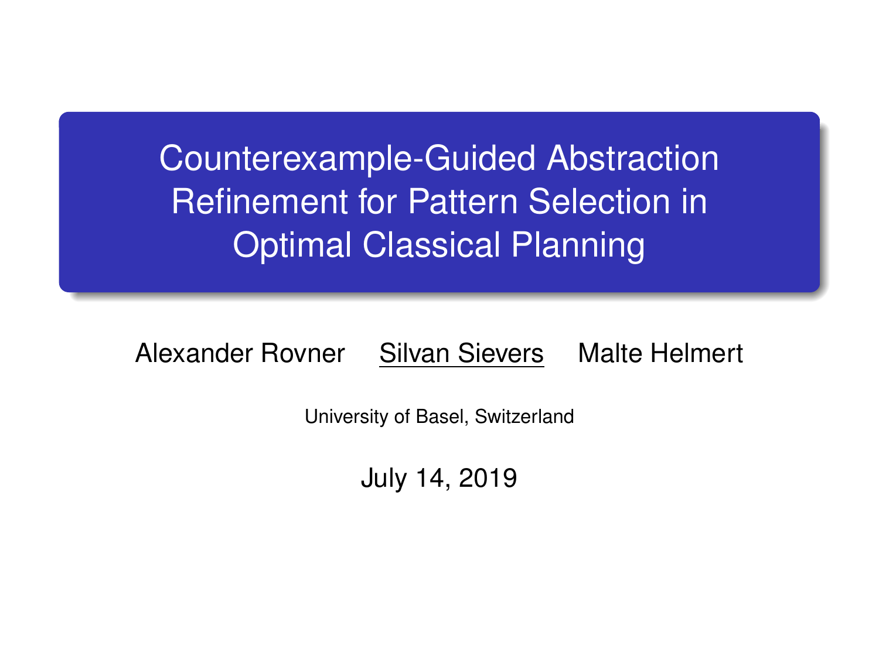# Counterexample-Guided Abstraction Refinement for Pattern Selection in Optimal Classical Planning

Alexander Rovner    Silvan Sievers    Malte Helmert

University of Basel, Switzerland

July 14, 2019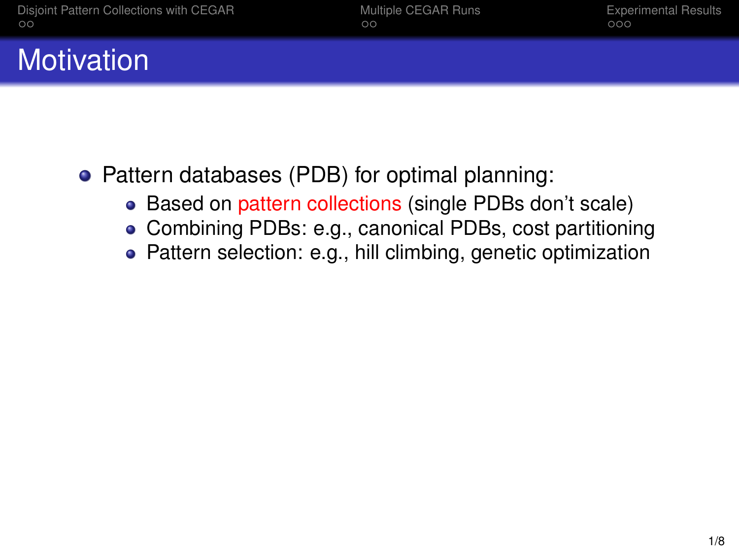# Motivation

- Pattern databases (PDB) for optimal planning:
  - Based on pattern collections (single PDBs don't scale)
  - Combining PDBs: e.g., canonical PDBs, cost partitioning
  - Pattern selection: e.g., hill climbing, genetic optimization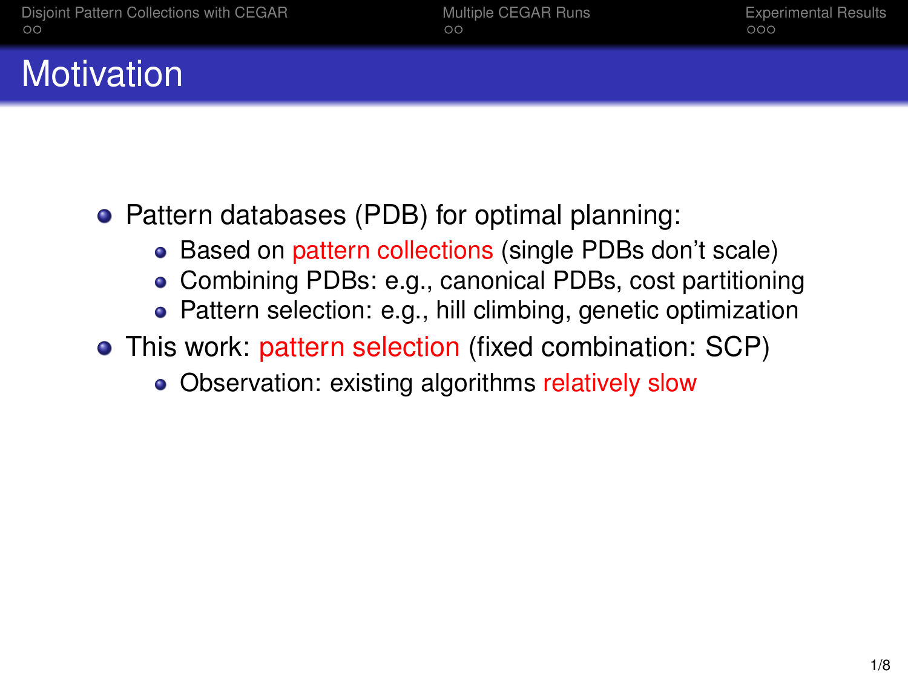# Motivation

- Pattern databases (PDB) for optimal planning:
  - Based on pattern collections (single PDBs don't scale)
  - Combining PDBs: e.g., canonical PDBs, cost partitioning
  - Pattern selection: e.g., hill climbing, genetic optimization
- This work: pattern selection (fixed combination: SCP)
  - Observation: existing algorithms relatively slow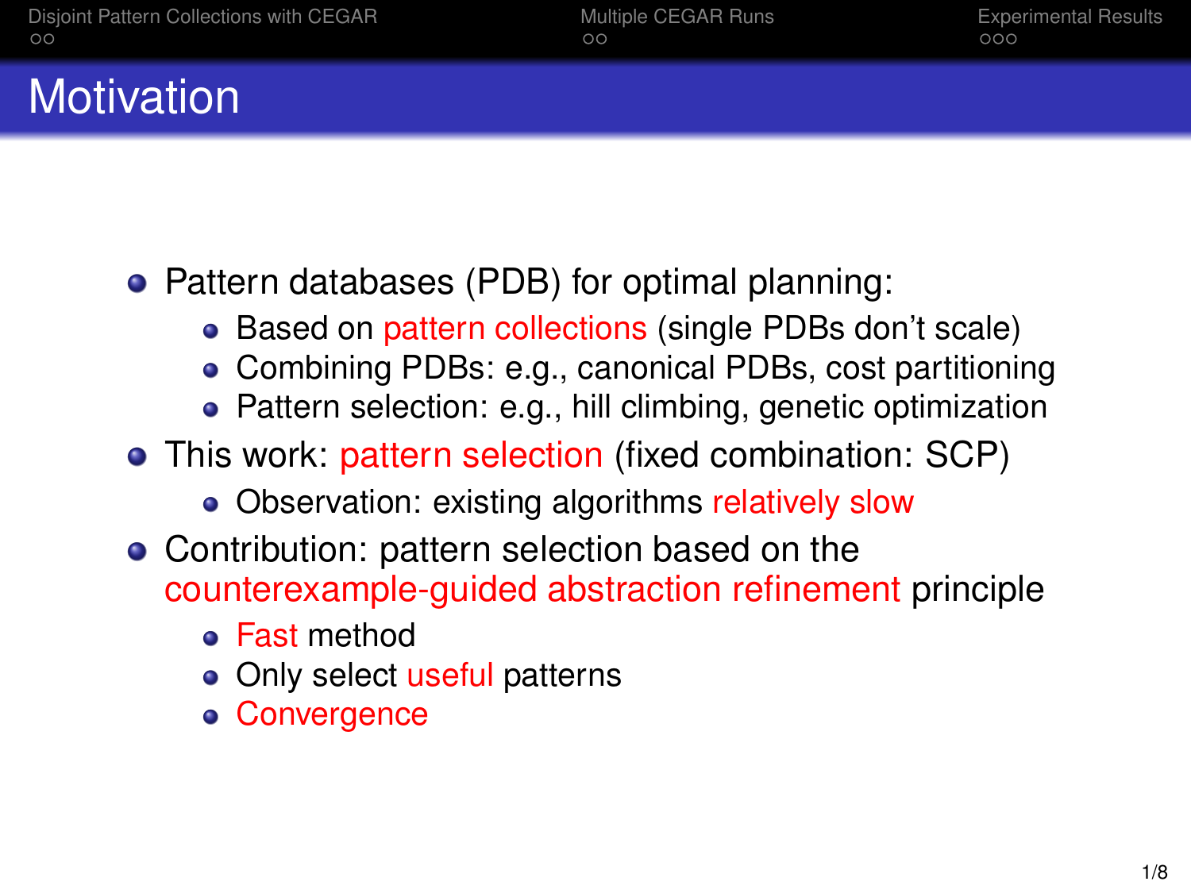# Motivation

- Pattern databases (PDB) for optimal planning:
  - Based on pattern collections (single PDBs don't scale)
  - Combining PDBs: e.g., canonical PDBs, cost partitioning
  - Pattern selection: e.g., hill climbing, genetic optimization
- This work: pattern selection (fixed combination: SCP)
  - Observation: existing algorithms relatively slow
- Contribution: pattern selection based on the counterexample-guided abstraction refinement principle
  - Fast method
  - Only select useful patterns
  - Convergence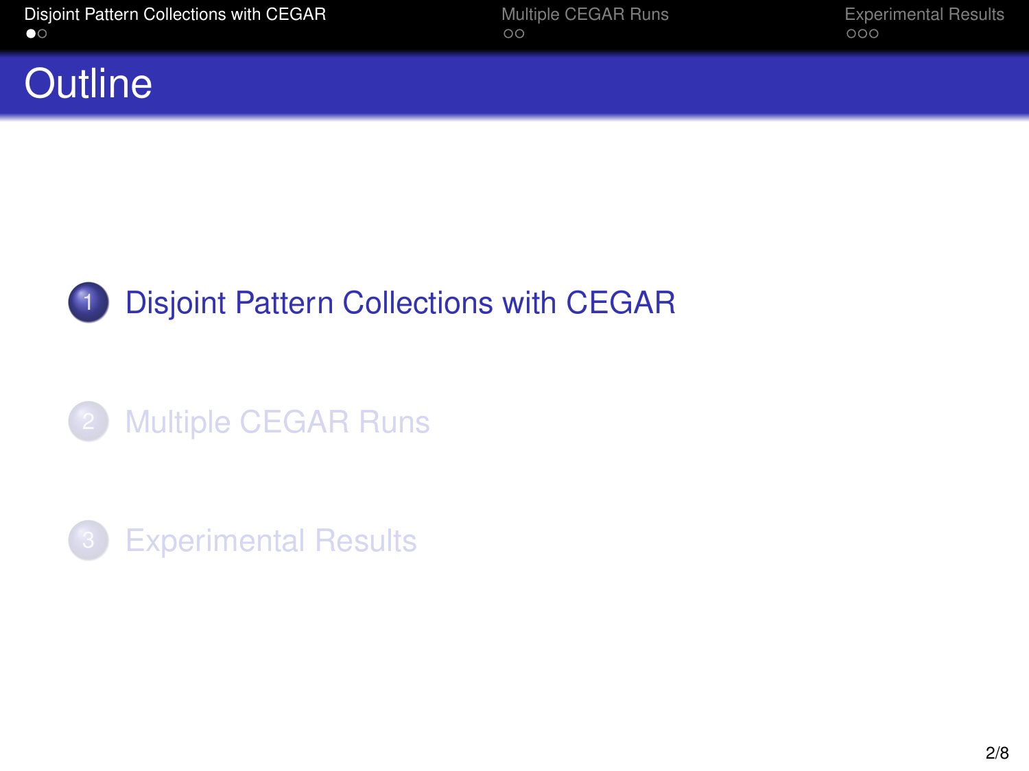# Outline

1. Disjoint Pattern Collections with CEGAR
2. Multiple CEGAR Runs
3. Experimental Results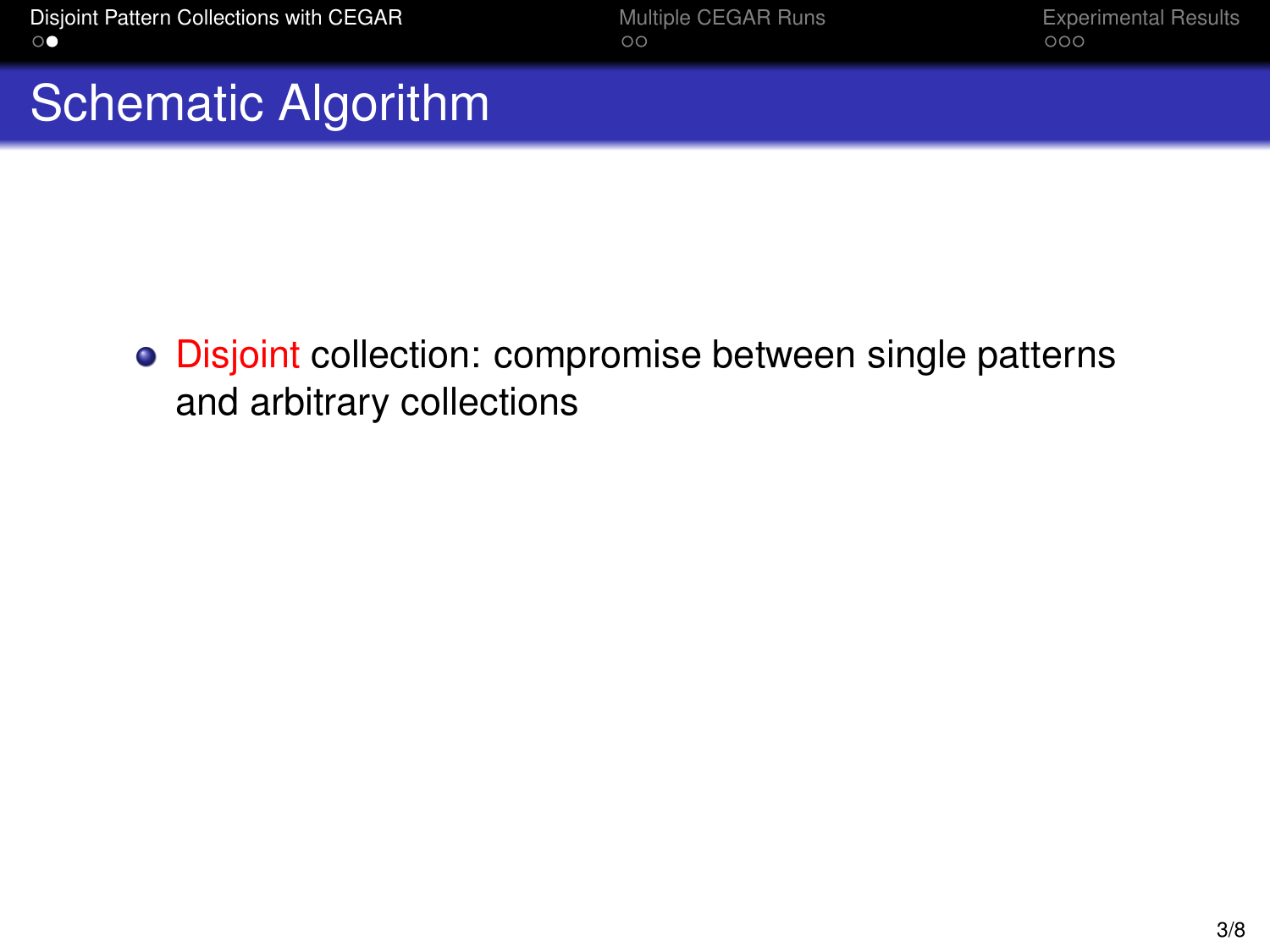# Schematic Algorithm

- Disjoint collection: compromise between single patterns and arbitrary collections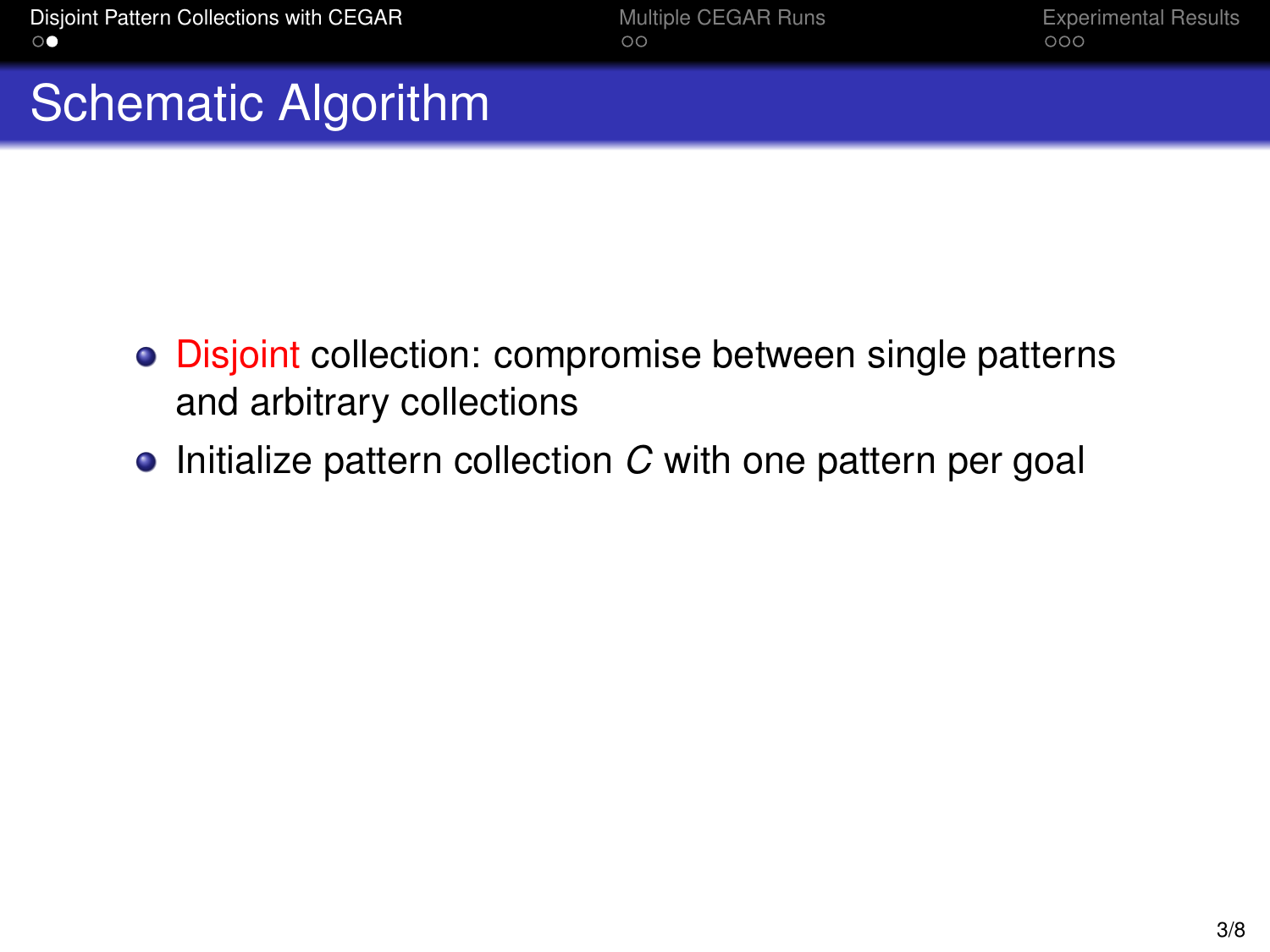# Schematic Algorithm

- Disjoint collection: compromise between single patterns and arbitrary collections
- Initialize pattern collection $C$ with one pattern per goal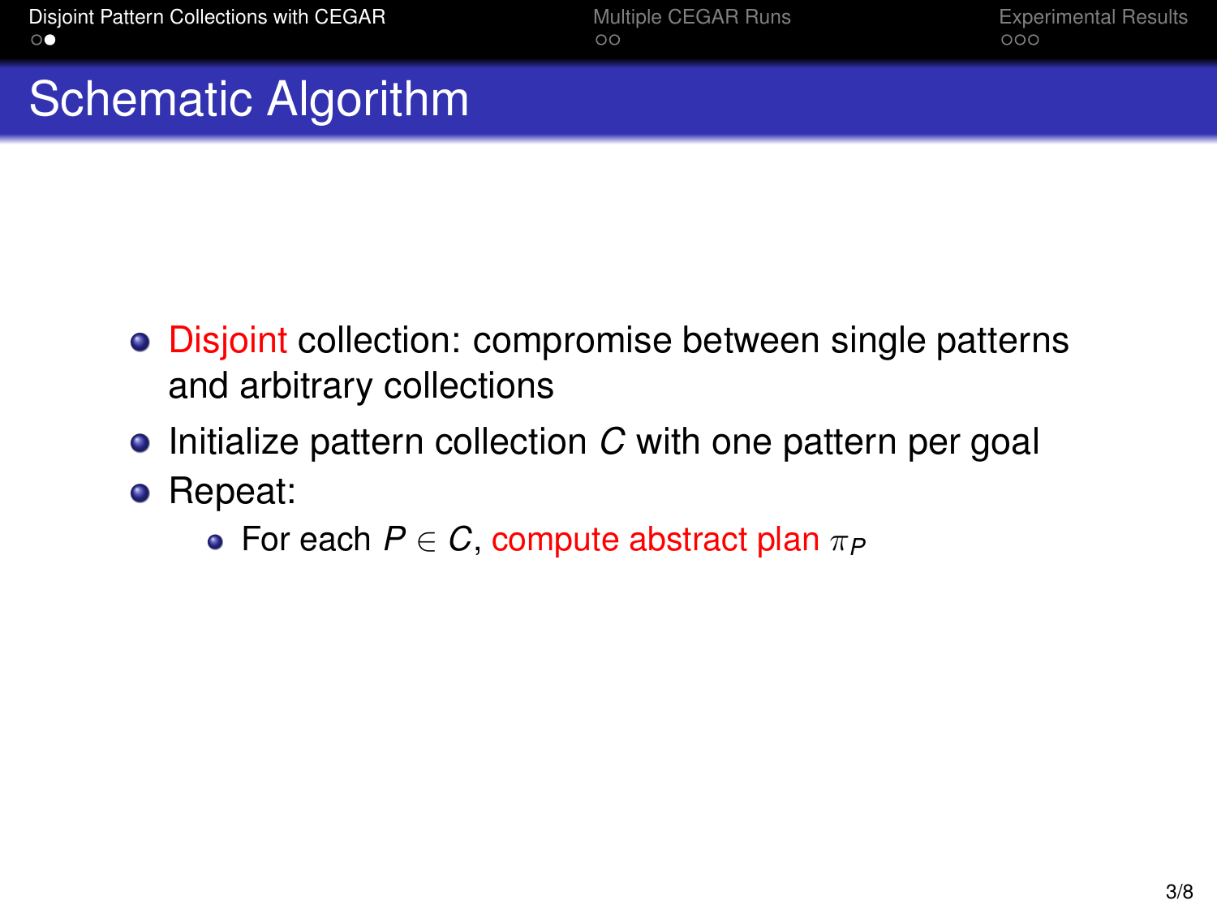# Schematic Algorithm

- Disjoint collection: compromise between single patterns and arbitrary collections
- Initialize pattern collection $C$ with one pattern per goal
- Repeat:
  - For each $P \in C$, compute abstract plan $\pi_P$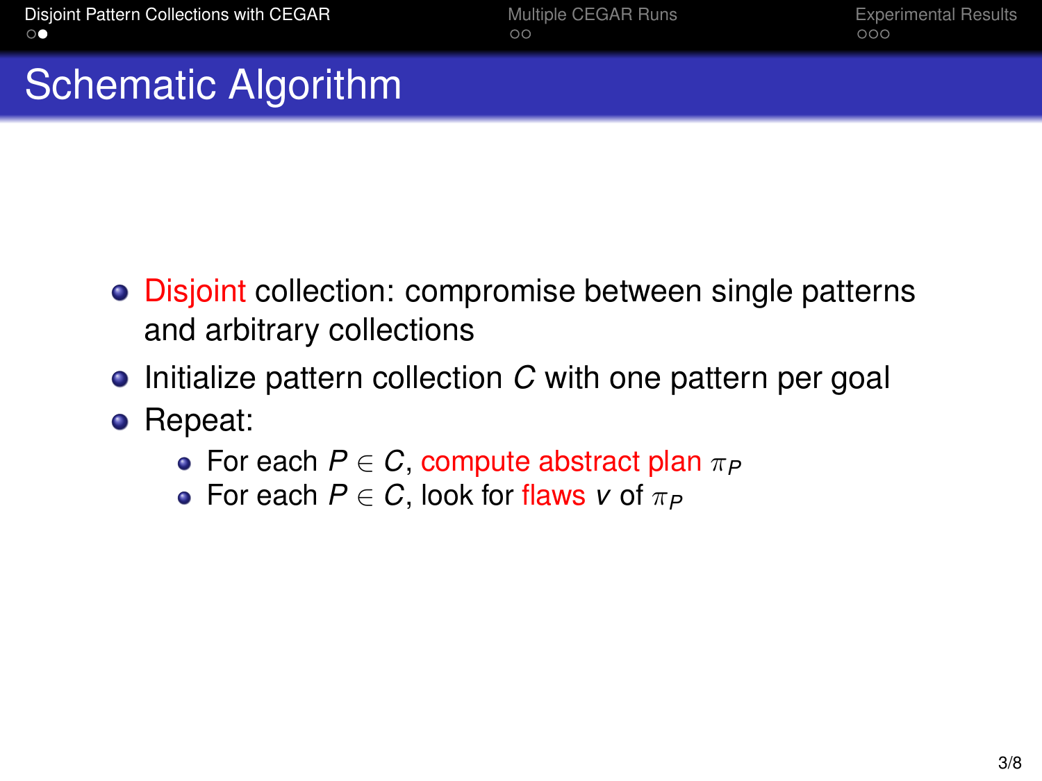# Schematic Algorithm

- Disjoint collection: compromise between single patterns and arbitrary collections
- Initialize pattern collection $C$ with one pattern per goal
- Repeat:
  - For each $P \in C$, compute abstract plan $\pi_P$
  - For each $P \in C$, look for flaws $v$ of $\pi_P$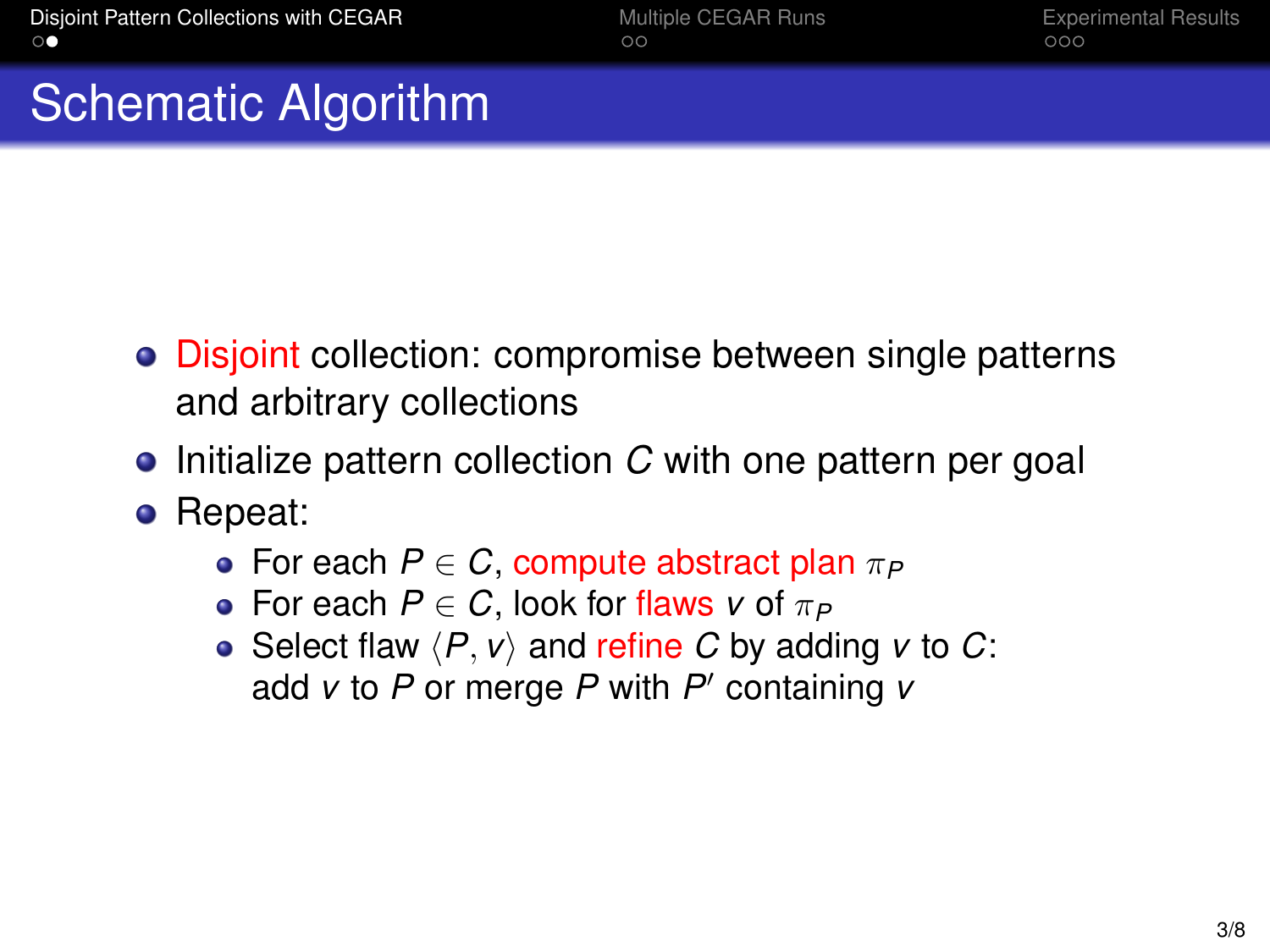# Schematic Algorithm

- Disjoint collection: compromise between single patterns and arbitrary collections
- Initialize pattern collection $C$ with one pattern per goal
- Repeat:
  - For each $P \in C$, compute abstract plan $\pi_P$
  - For each $P \in C$, look for flaws $v$ of $\pi_P$
  - Select flaw $\langle P, v \rangle$ and refine $C$ by adding $v$ to $C$: add $v$ to $P$ or merge $P$ with $P'$ containing $v$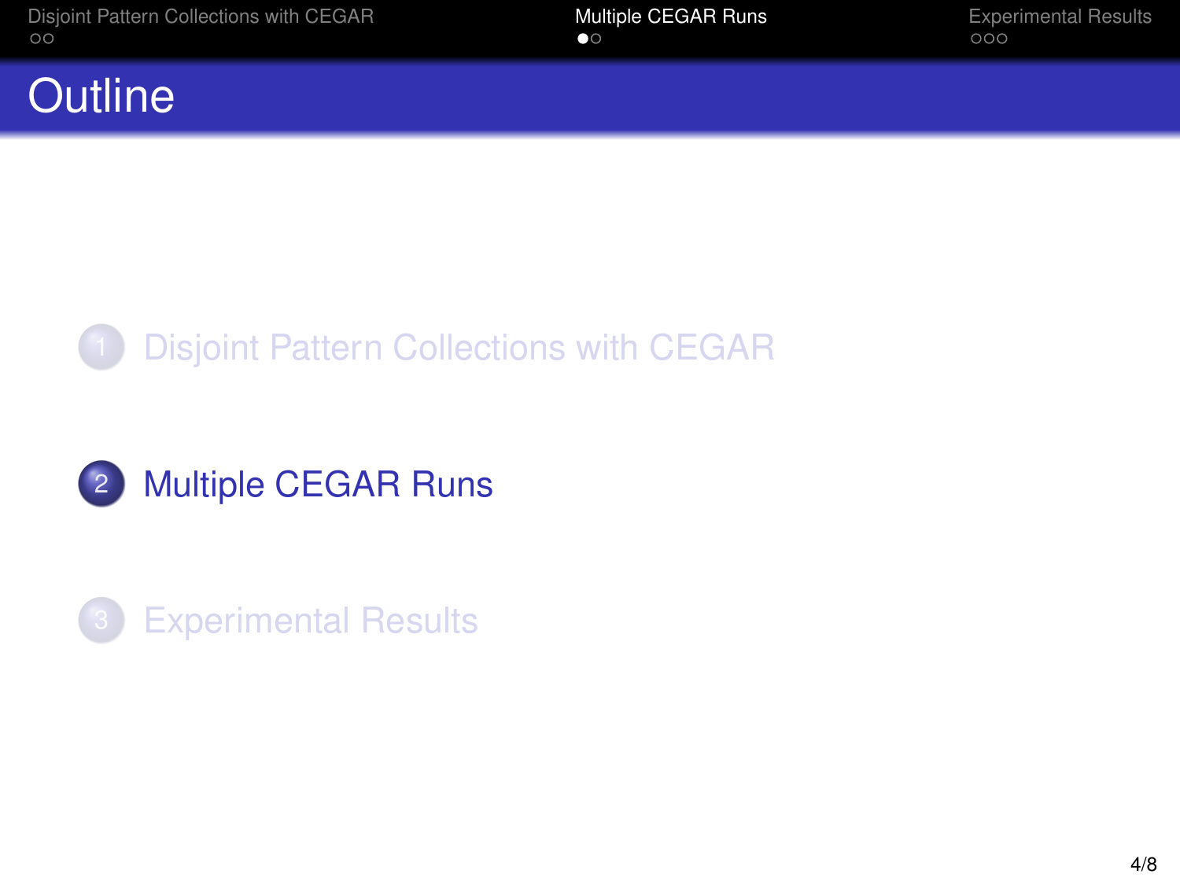# Outline

1. Disjoint Pattern Collections with CEGAR

2. Multiple CEGAR Runs

3. Experimental Results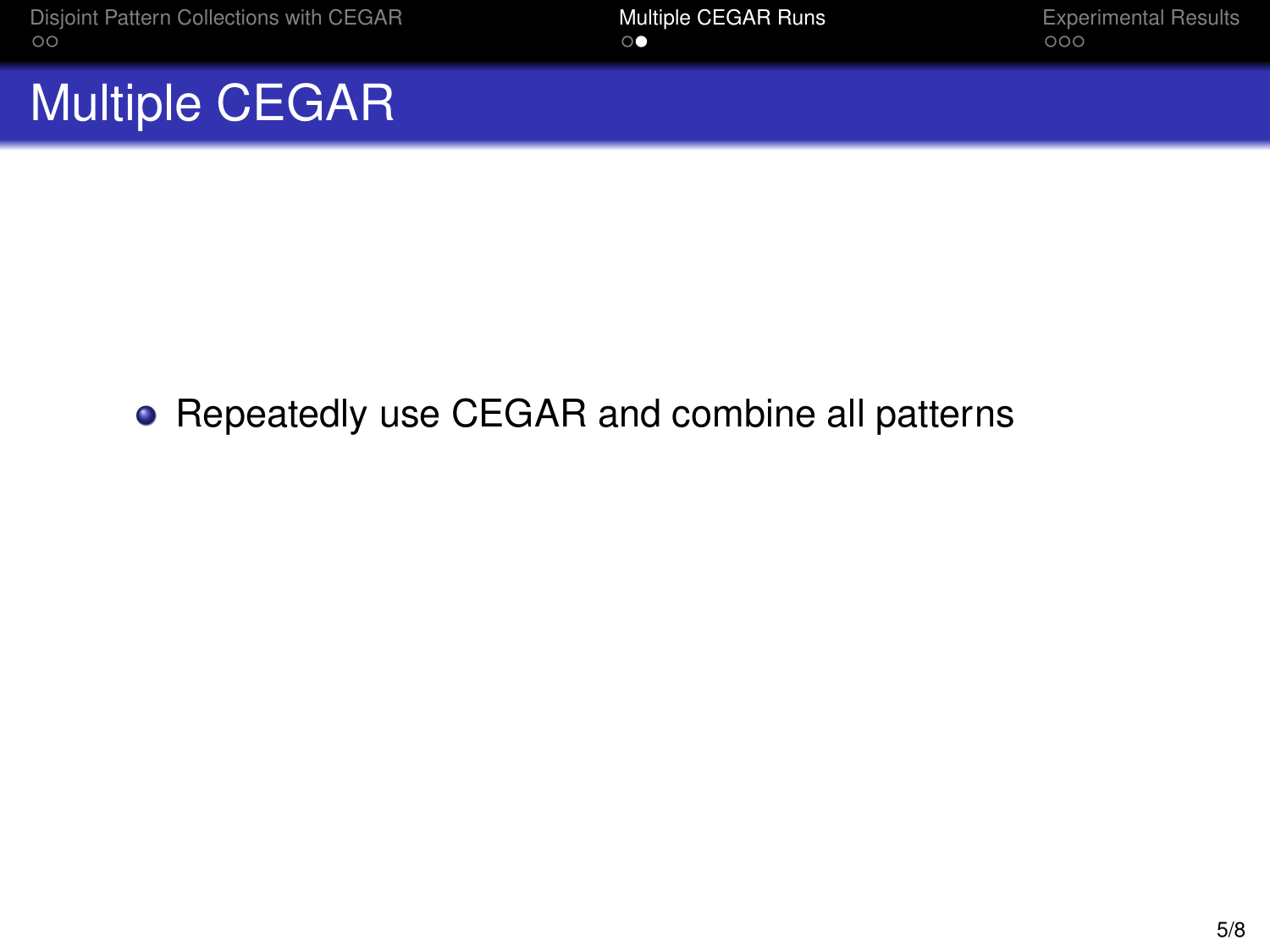# Multiple CEGAR

- Repeatedly use CEGAR and combine all patterns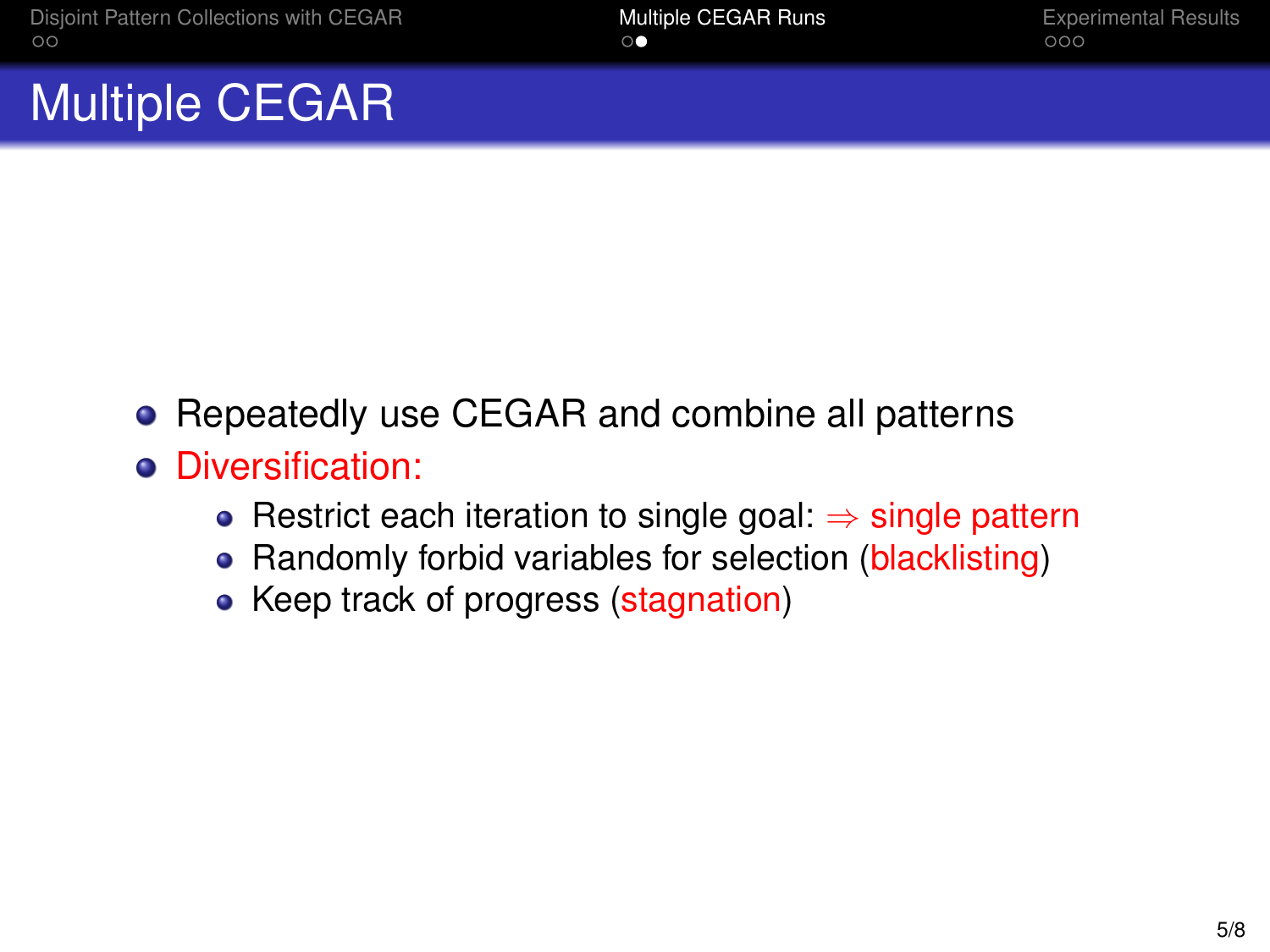# Multiple CEGAR

- Repeatedly use CEGAR and combine all patterns
- Diversification:
  - Restrict each iteration to single goal: $\Rightarrow$ single pattern
  - Randomly forbid variables for selection (blacklisting)
  - Keep track of progress (stagnation)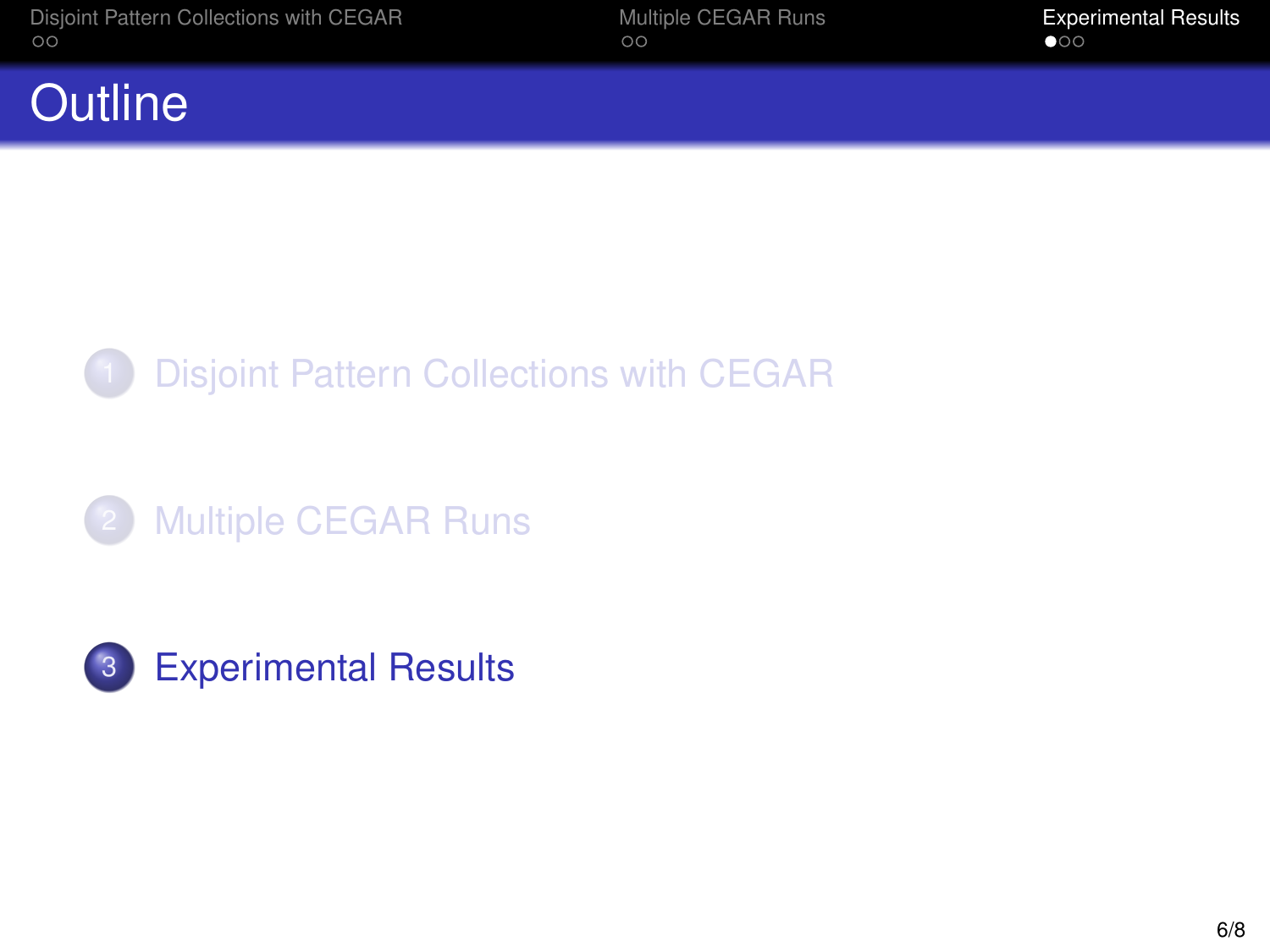# Outline

1. Disjoint Pattern Collections with CEGAR

2. Multiple CEGAR Runs

3. Experimental Results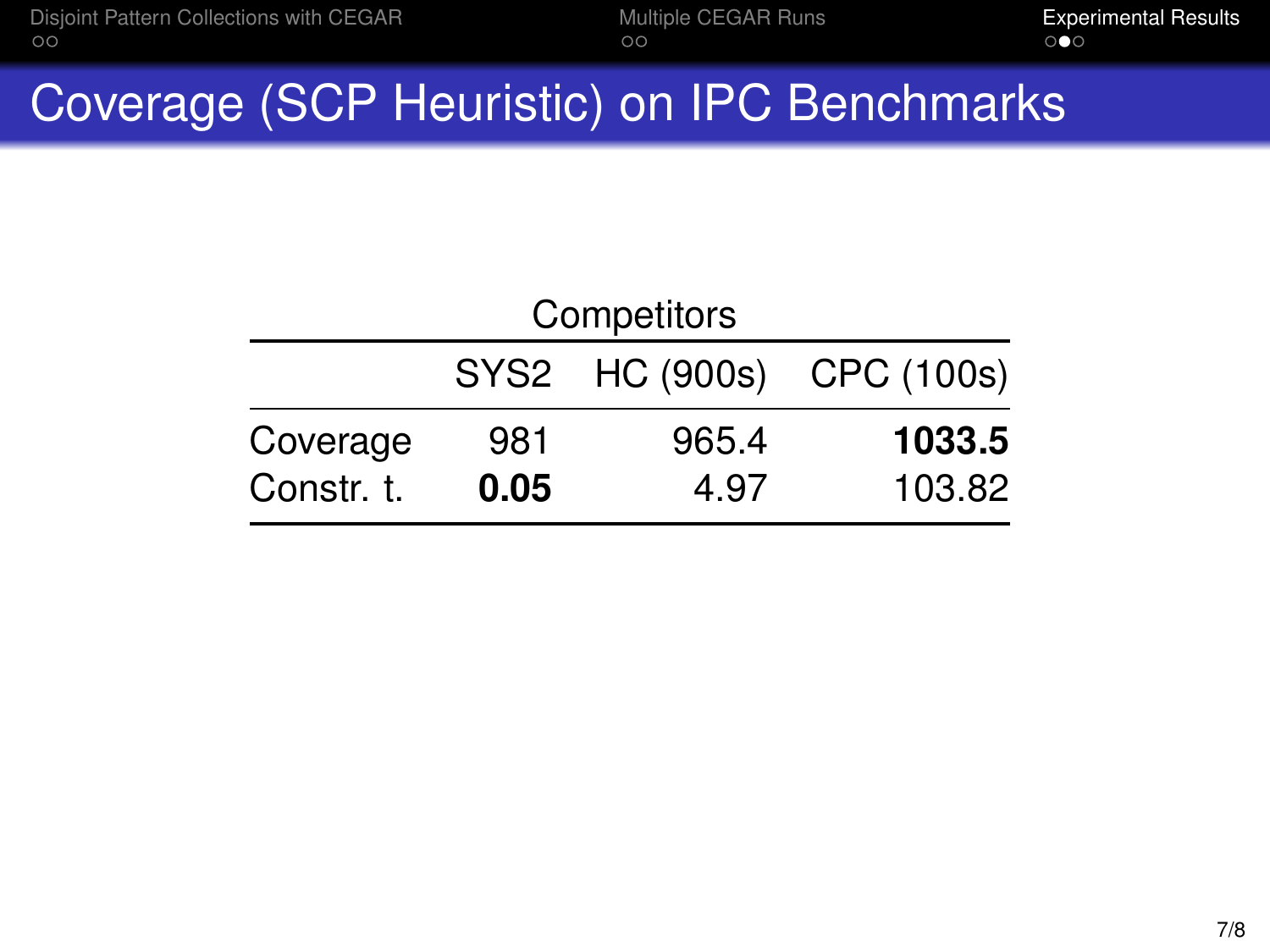# Coverage (SCP Heuristic) on IPC Benchmarks

| | Competitors | | |
|---|---|---|---|
| | SYS2 | HC (900s) | CPC (100s) |
| Coverage | 981 | 965.4 | **1033.5** |
| Constr. t. | **0.05** | 4.97 | 103.82 |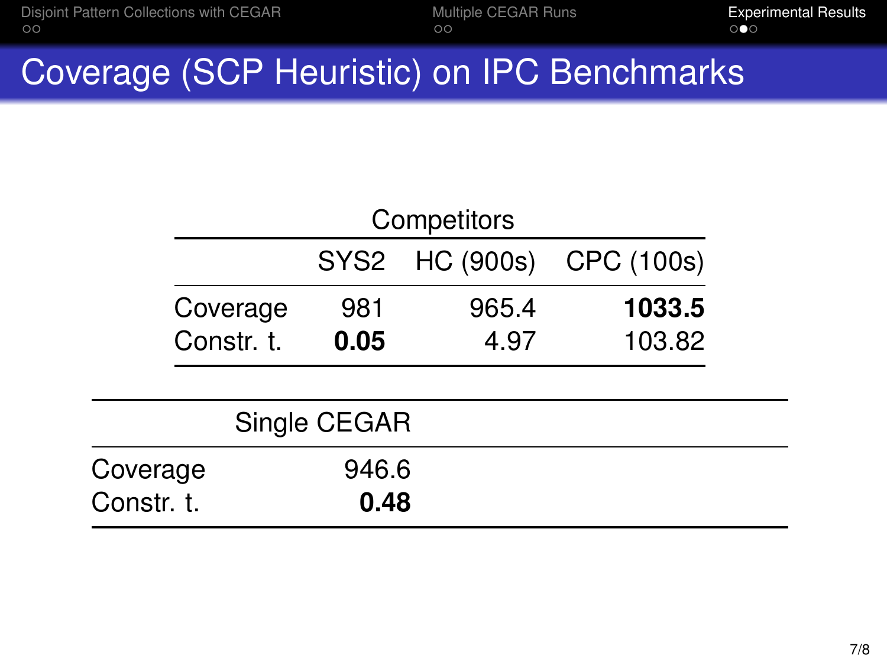# Coverage (SCP Heuristic) on IPC Benchmarks

| | Competitors | | |
|---|---|---|---|
| | SYS2 | HC (900s) | CPC (100s) |
| Coverage | 981 | 965.4 | **1033.5** |
| Constr. t. | **0.05** | 4.97 | 103.82 |

| | Single CEGAR |
|---|---|
| Coverage | 946.6 |
| Constr. t. | **0.48** |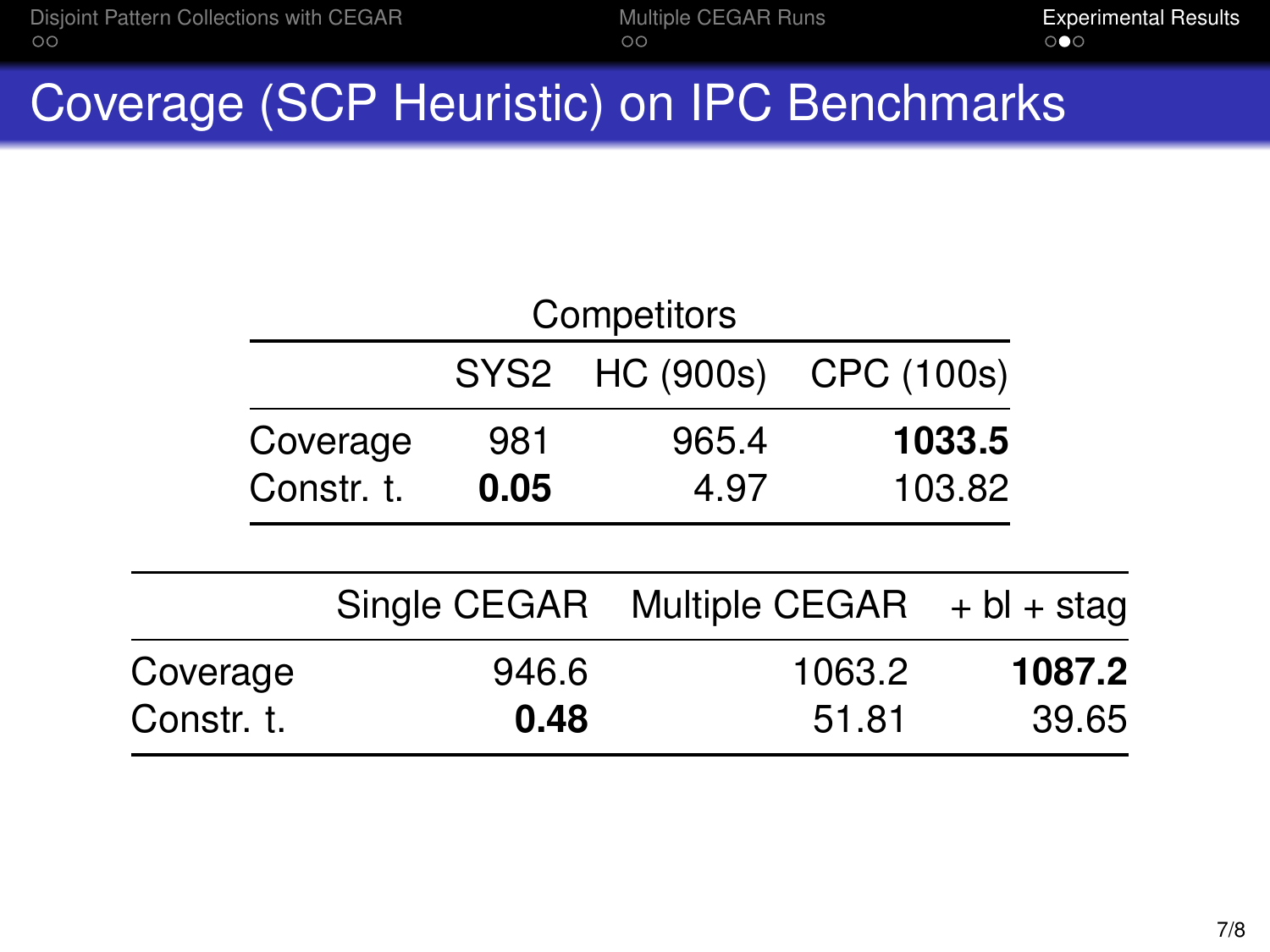# Coverage (SCP Heuristic) on IPC Benchmarks

| | Competitors | | |
|---|---|---|---|
| | SYS2 | HC (900s) | CPC (100s) |
| Coverage | 981 | 965.4 | **1033.5** |
| Constr. t. | **0.05** | 4.97 | 103.82 |

| | Single CEGAR | Multiple CEGAR | + bl + stag |
|---|---|---|---|
| Coverage | 946.6 | 1063.2 | **1087.2** |
| Constr. t. | **0.48** | 51.81 | 39.65 |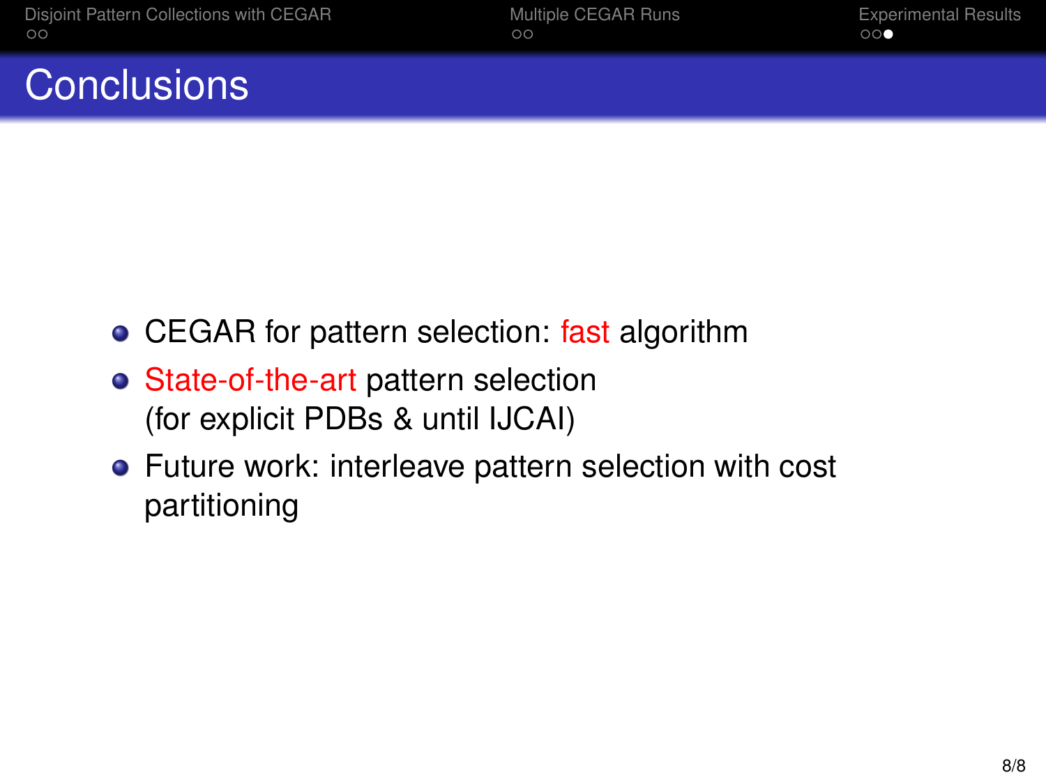# Conclusions

- CEGAR for pattern selection: fast algorithm
- State-of-the-art pattern selection (for explicit PDBs & until IJCAI)
- Future work: interleave pattern selection with cost partitioning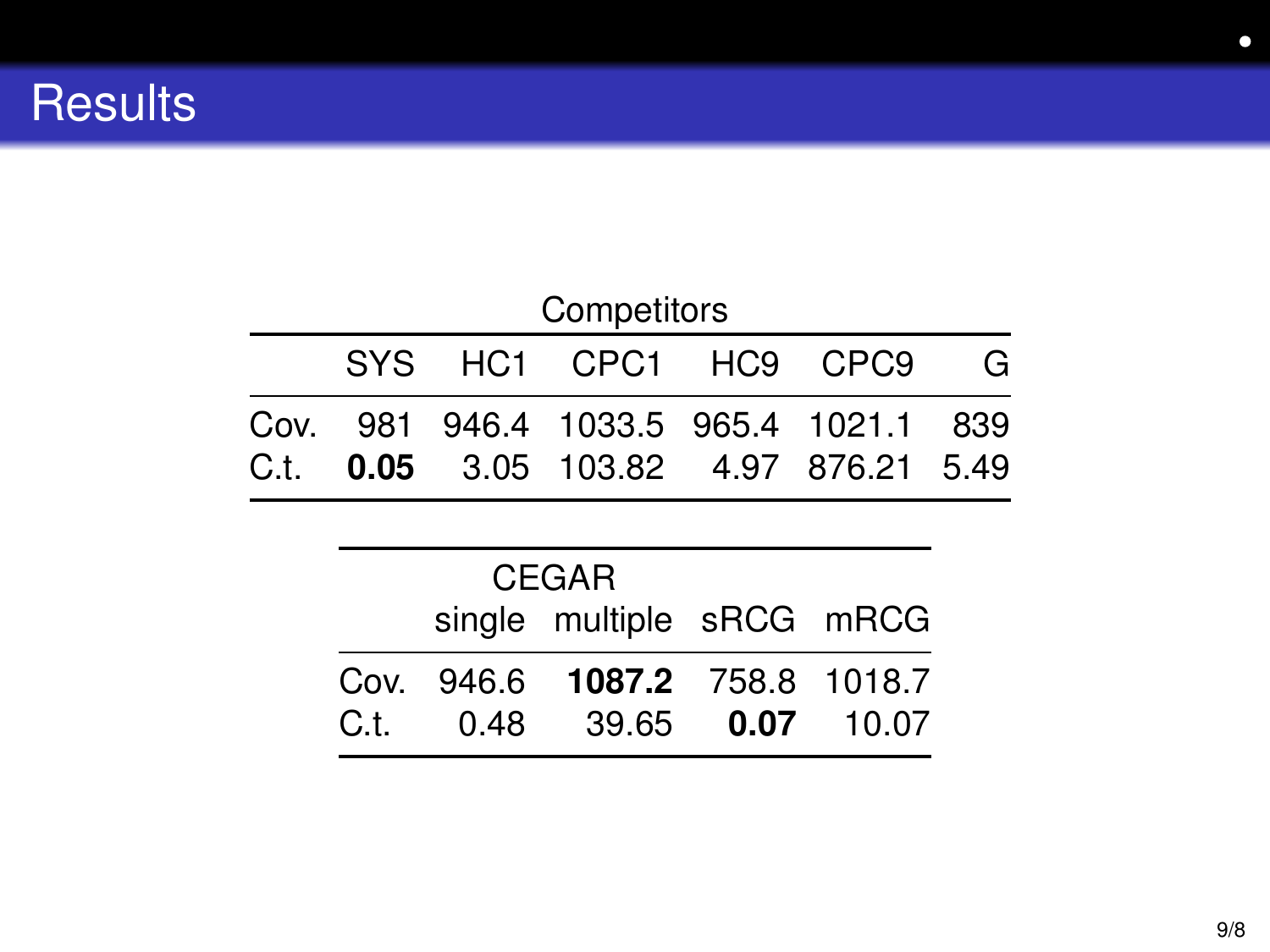# Results

| Competitors | | | | | | |
|---|---|---|---|---|---|---|
| | SYS | HC1 | CPC1 | HC9 | CPC9 | G |
| Cov. | 981 | 946.4 | 1033.5 | 965.4 | 1021.1 | 839 |
| C.t. | **0.05** | 3.05 | 103.82 | 4.97 | 876.21 | 5.49 |

| | CEGAR | | | |
|---|---|---|---|---|
| | single | multiple | sRCG | mRCG |
| Cov. | 946.6 | **1087.2** | 758.8 | 1018.7 |
| C.t. | 0.48 | 39.65 | **0.07** | 10.07 |